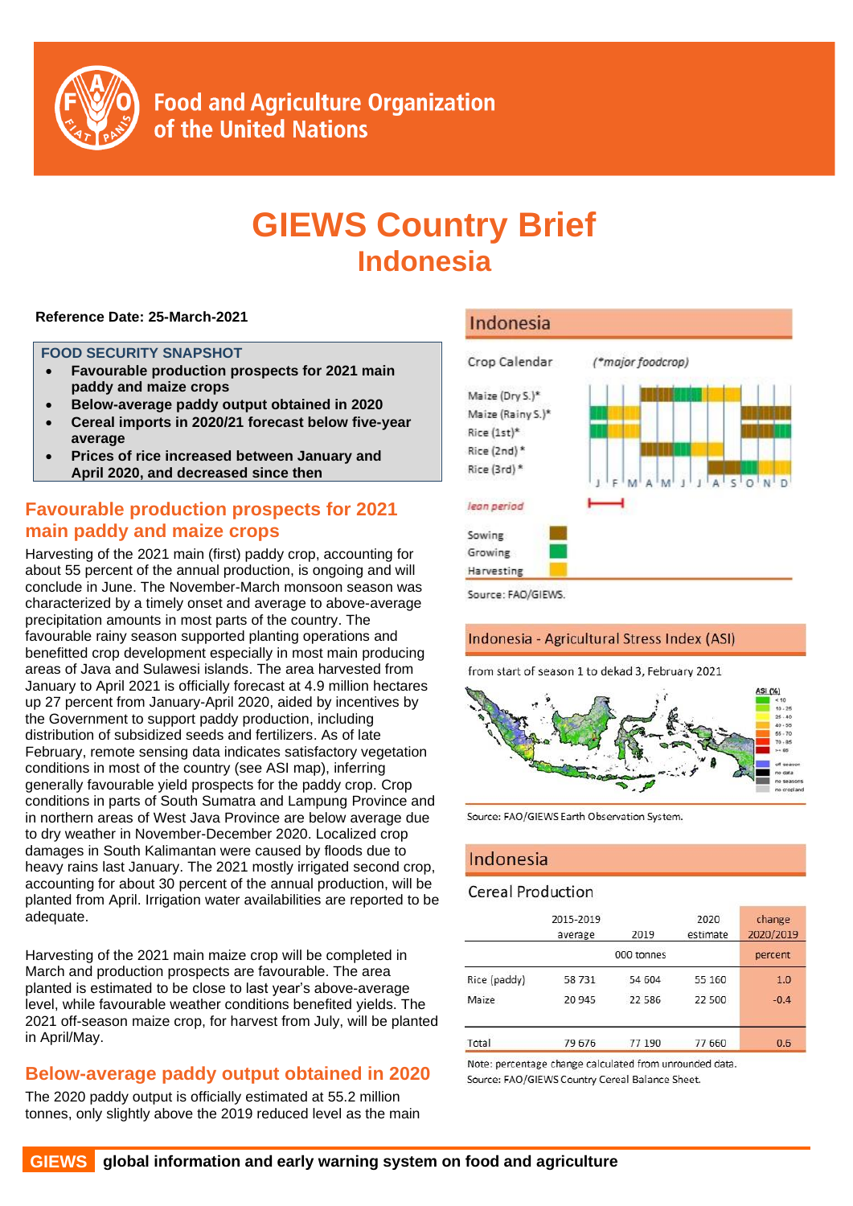# GIEWS Country Brief
## Indonesia

**Reference Date: 25-March-2021**

### FOOD SECURITY SNAPSHOT

- **Favourable production prospects for 2021 main paddy and maize crops**
- **Below-average paddy output obtained in 2020**
- **Cereal imports in 2020/21 forecast below five-year average**
- **Prices of rice increased between January and April 2020, and decreased since then**

## Favourable production prospects for 2021 main paddy and maize crops

Harvesting of the 2021 main (first) paddy crop, accounting for about 55 percent of the annual production, is ongoing and will conclude in June. The November-March monsoon season was characterized by a timely onset and average to above-average precipitation amounts in most parts of the country. The favourable rainy season supported planting operations and benefitted crop development especially in most main producing areas of Java and Sulawesi islands. The area harvested from January to April 2021 is officially forecast at 4.9 million hectares up 27 percent from January-April 2020, aided by incentives by the Government to support paddy production, including distribution of subsidized seeds and fertilizers. As of late February, remote sensing data indicates satisfactory vegetation conditions in most of the country (see ASI map), inferring generally favourable yield prospects for the paddy crop. Crop conditions in parts of South Sumatra and Lampung Province and in northern areas of West Java Province are below average due to dry weather in November-December 2020. Localized crop damages in South Kalimantan were caused by floods due to heavy rains last January. The 2021 mostly irrigated second crop, accounting for about 30 percent of the annual production, will be planted from April. Irrigation water availabilities are reported to be adequate.

Harvesting of the 2021 main maize crop will be completed in March and production prospects are favourable. The area planted is estimated to be close to last year's above-average level, while favourable weather conditions benefited yields. The 2021 off-season maize crop, for harvest from July, will be planted in April/May.

## Below-average paddy output obtained in 2020

The 2020 paddy output is officially estimated at 55.2 million tonnes, only slightly above the 2019 reduced level as the main

### Indonesia

Crop Calendar (*major foodcrop)

Maize (Dry S.)*, Maize (Rainy S.)*, Rice (1st)*, Rice (2nd)*, Rice (3rd)*

J F M A M J J A S O N D

lean period

Sowing
Growing
Harvesting

Source: FAO/GIEWS.

### Indonesia - Agricultural Stress Index (ASI)

from start of season 1 to dekad 3, February 2021

Source: FAO/GIEWS Earth Observation System.

### Indonesia

Cereal Production

| | 2015-2019 average | 2019 | 2020 estimate | change 2020/2019 |
|---|---|---|---|---|
| | 000 tonnes | | | percent |
| Rice (paddy) | 58 731 | 54 604 | 55 160 | 1.0 |
| Maize | 20 945 | 22 586 | 22 500 | -0.4 |
| Total | 79 676 | 77 190 | 77 660 | 0.6 |

Note: percentage change calculated from unrounded data.
Source: FAO/GIEWS Country Cereal Balance Sheet.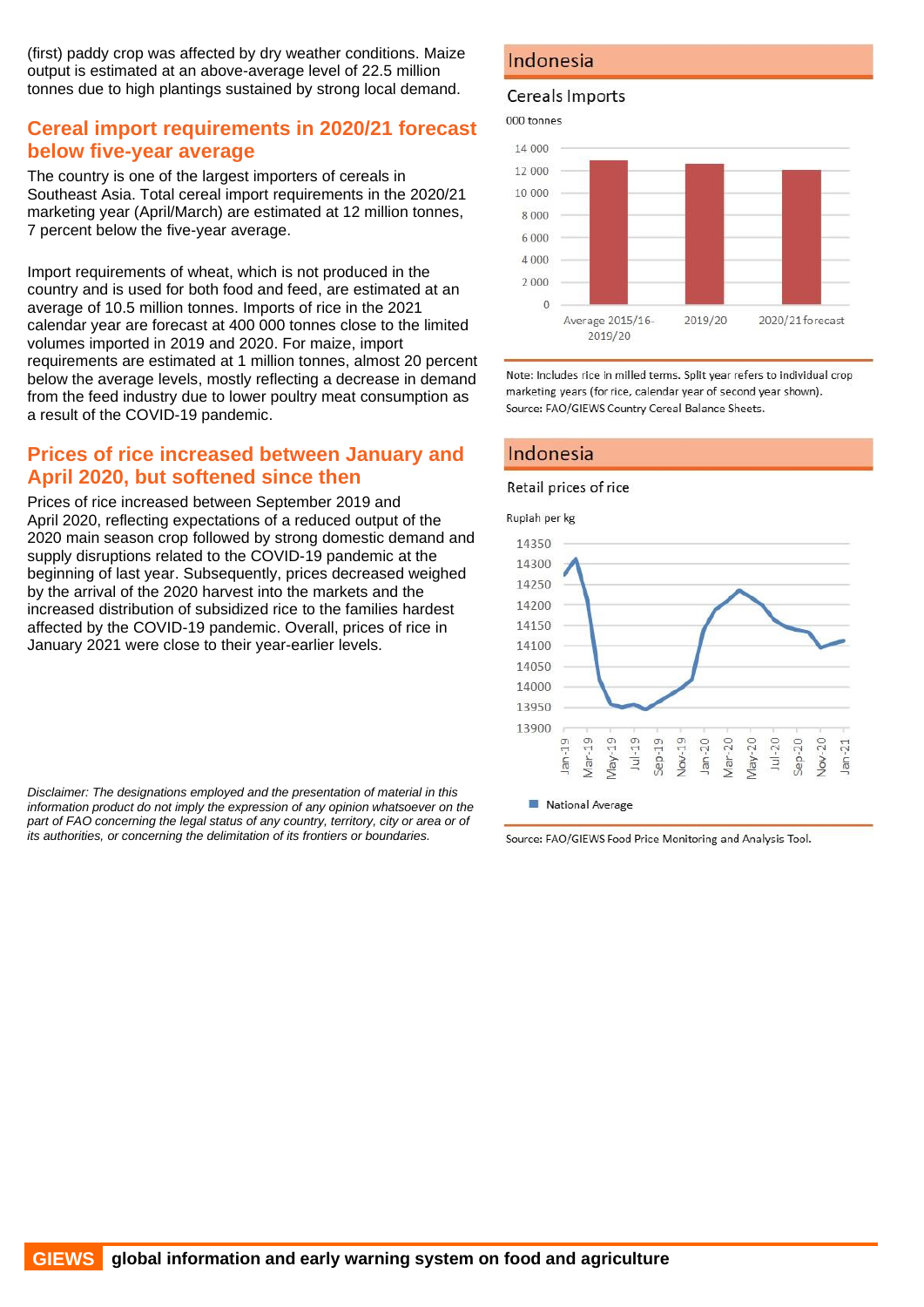(first) paddy crop was affected by dry weather conditions. Maize output is estimated at an above-average level of 22.5 million tonnes due to high plantings sustained by strong local demand.

## Cereal import requirements in 2020/21 forecast below five-year average

The country is one of the largest importers of cereals in Southeast Asia. Total cereal import requirements in the 2020/21 marketing year (April/March) are estimated at 12 million tonnes, 7 percent below the five-year average.

Import requirements of wheat, which is not produced in the country and is used for both food and feed, are estimated at an average of 10.5 million tonnes. Imports of rice in the 2021 calendar year are forecast at 400 000 tonnes close to the limited volumes imported in 2019 and 2020. For maize, import requirements are estimated at 1 million tonnes, almost 20 percent below the average levels, mostly reflecting a decrease in demand from the feed industry due to lower poultry meat consumption as a result of the COVID-19 pandemic.

## Prices of rice increased between January and April 2020, but softened since then

Prices of rice increased between September 2019 and April 2020, reflecting expectations of a reduced output of the 2020 main season crop followed by strong domestic demand and supply disruptions related to the COVID-19 pandemic at the beginning of last year. Subsequently, prices decreased weighed by the arrival of the 2020 harvest into the markets and the increased distribution of subsidized rice to the families hardest affected by the COVID-19 pandemic. Overall, prices of rice in January 2021 were close to their year-earlier levels.

*Disclaimer: The designations employed and the presentation of material in this information product do not imply the expression of any opinion whatsoever on the part of FAO concerning the legal status of any country, territory, city or area or of its authorities, or concerning the delimitation of its frontiers or boundaries.*

### Indonesia

Cereals Imports

000 tonnes

14 000
12 000
10 000
8 000
6 000
4 000
2 000
0

Average 2015/16-2019/20
2019/20
2020/21 forecast

Note: Includes rice in milled terms. Split year refers to individual crop marketing years (for rice, calendar year of second year shown).
Source: FAO/GIEWS Country Cereal Balance Sheets.

### Indonesia

Retail prices of rice

Rupiah per kg

14350
14300
14250
14200
14150
14100
14050
14000
13950
13900

Jan-19
Mar-19
May-19
Jul-19
Sep-19
Nov-19
Jan-20
Mar-20
May-20
Jul-20
Sep-20
Nov-20
Jan-21

National Average

Source: FAO/GIEWS Food Price Monitoring and Analysis Tool.